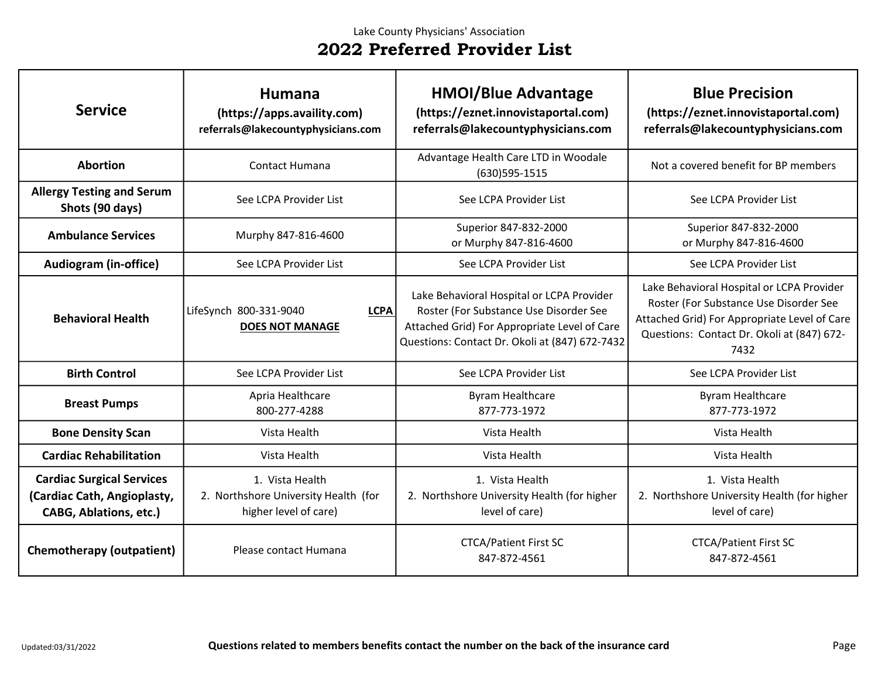Lake County Physicians' Association

# 2022 Preferred Provider List

| Service | Humana (https://apps.availity.com) referrals@lakecountyphysicians.com | HMOI/Blue Advantage (https://eznet.innovistaportal.com) referrals@lakecountyphysicians.com | Blue Precision (https://eznet.innovistaportal.com) referrals@lakecountyphysicians.com |
|---|---|---|---|
| **Abortion** | Contact Humana | Advantage Health Care LTD in Woodale (630)595-1515 | Not a covered benefit for BP members |
| **Allergy Testing and Serum Shots (90 days)** | See LCPA Provider List | See LCPA Provider List | See LCPA Provider List |
| **Ambulance Services** | Murphy 847-816-4600 | Superior 847-832-2000 or Murphy 847-816-4600 | Superior 847-832-2000 or Murphy 847-816-4600 |
| **Audiogram (in-office)** | See LCPA Provider List | See LCPA Provider List | See LCPA Provider List |
| **Behavioral Health** | LifeSynch 800-331-9040 **<u>LCPA DOES NOT MANAGE</u>** | Lake Behavioral Hospital or LCPA Provider Roster (For Substance Use Disorder See Attached Grid) For Appropriate Level of Care Questions: Contact Dr. Okoli at (847) 672-7432 | Lake Behavioral Hospital or LCPA Provider Roster (For Substance Use Disorder See Attached Grid) For Appropriate Level of Care Questions: Contact Dr. Okoli at (847) 672-7432 |
| **Birth Control** | See LCPA Provider List | See LCPA Provider List | See LCPA Provider List |
| **Breast Pumps** | Apria Healthcare 800-277-4288 | Byram Healthcare 877-773-1972 | Byram Healthcare 877-773-1972 |
| **Bone Density Scan** | Vista Health | Vista Health | Vista Health |
| **Cardiac Rehabilitation** | Vista Health | Vista Health | Vista Health |
| **Cardiac Surgical Services (Cardiac Cath, Angioplasty, CABG, Ablations, etc.)** | 1. Vista Health 2. Northshore University Health (for higher level of care) | 1. Vista Health 2. Northshore University Health (for higher level of care) | 1. Vista Health 2. Northshore University Health (for higher level of care) |
| **Chemotherapy (outpatient)** | Please contact Humana | CTCA/Patient First SC 847-872-4561 | CTCA/Patient First SC 847-872-4561 |

Updated:03/31/2022

**Questions related to members benefits contact the number on the back of the insurance card**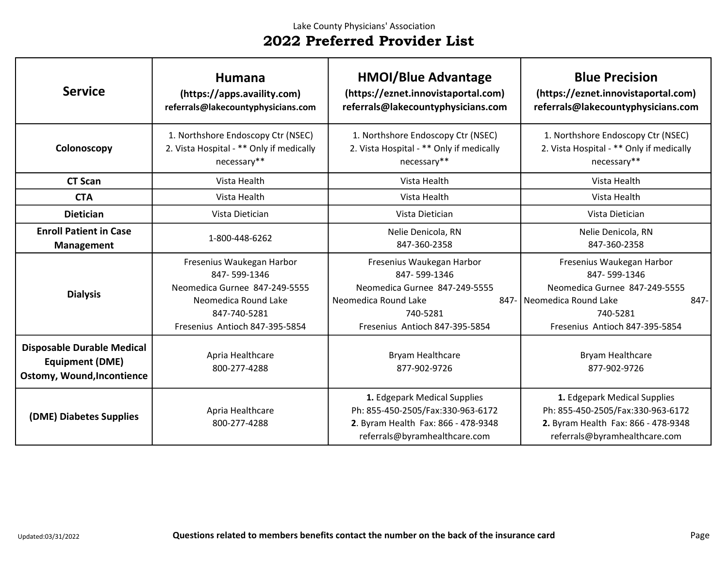Lake County Physicians' Association

# 2022 Preferred Provider List

| Service | Humana<br>(https://apps.availity.com)<br>referrals@lakecountyphysicians.com | HMOI/Blue Advantage<br>(https://eznet.innovistaportal.com)<br>referrals@lakecountyphysicians.com | Blue Precision<br>(https://eznet.innovistaportal.com)<br>referrals@lakecountyphysicians.com |
|---|---|---|---|
| **Colonoscopy** | 1. Northshore Endoscopy Ctr (NSEC)<br>2. Vista Hospital - ** Only if medically necessary** | 1. Northshore Endoscopy Ctr (NSEC)<br>2. Vista Hospital - ** Only if medically necessary** | 1. Northshore Endoscopy Ctr (NSEC)<br>2. Vista Hospital - ** Only if medically necessary** |
| **CT Scan** | Vista Health | Vista Health | Vista Health |
| **CTA** | Vista Health | Vista Health | Vista Health |
| **Dietician** | Vista Dietician | Vista Dietician | Vista Dietician |
| **Enroll Patient in Case Management** | 1-800-448-6262 | Nelie Denicola, RN<br>847-360-2358 | Nelie Denicola, RN<br>847-360-2358 |
| **Dialysis** | Fresenius Waukegan Harbor<br>847- 599-1346<br>Neomedica Gurnee 847-249-5555<br>Neomedica Round Lake<br>847-740-5281<br>Fresenius Antioch 847-395-5854 | Fresenius Waukegan Harbor<br>847- 599-1346<br>Neomedica Gurnee 847-249-5555<br>Neomedica Round Lake 847-740-5281<br>Fresenius Antioch 847-395-5854 | Fresenius Waukegan Harbor<br>847- 599-1346<br>Neomedica Gurnee 847-249-5555<br>Neomedica Round Lake 847-740-5281<br>Fresenius Antioch 847-395-5854 |
| **Disposable Durable Medical Equipment (DME) Ostomy, Wound,Incontience** | Apria Healthcare<br>800-277-4288 | Bryam Healthcare<br>877-902-9726 | Bryam Healthcare<br>877-902-9726 |
| **(DME) Diabetes Supplies** | Apria Healthcare<br>800-277-4288 | **1.** Edgepark Medical Supplies<br>Ph: 855-450-2505/Fax:330-963-6172<br>**2**. Byram Health Fax: 866 - 478-9348<br>referrals@byramhealthcare.com | **1.** Edgepark Medical Supplies<br>Ph: 855-450-2505/Fax:330-963-6172<br>**2.** Byram Health Fax: 866 - 478-9348<br>referrals@byramhealthcare.com |

Updated:03/31/2022

**Questions related to members benefits contact the number on the back of the insurance card**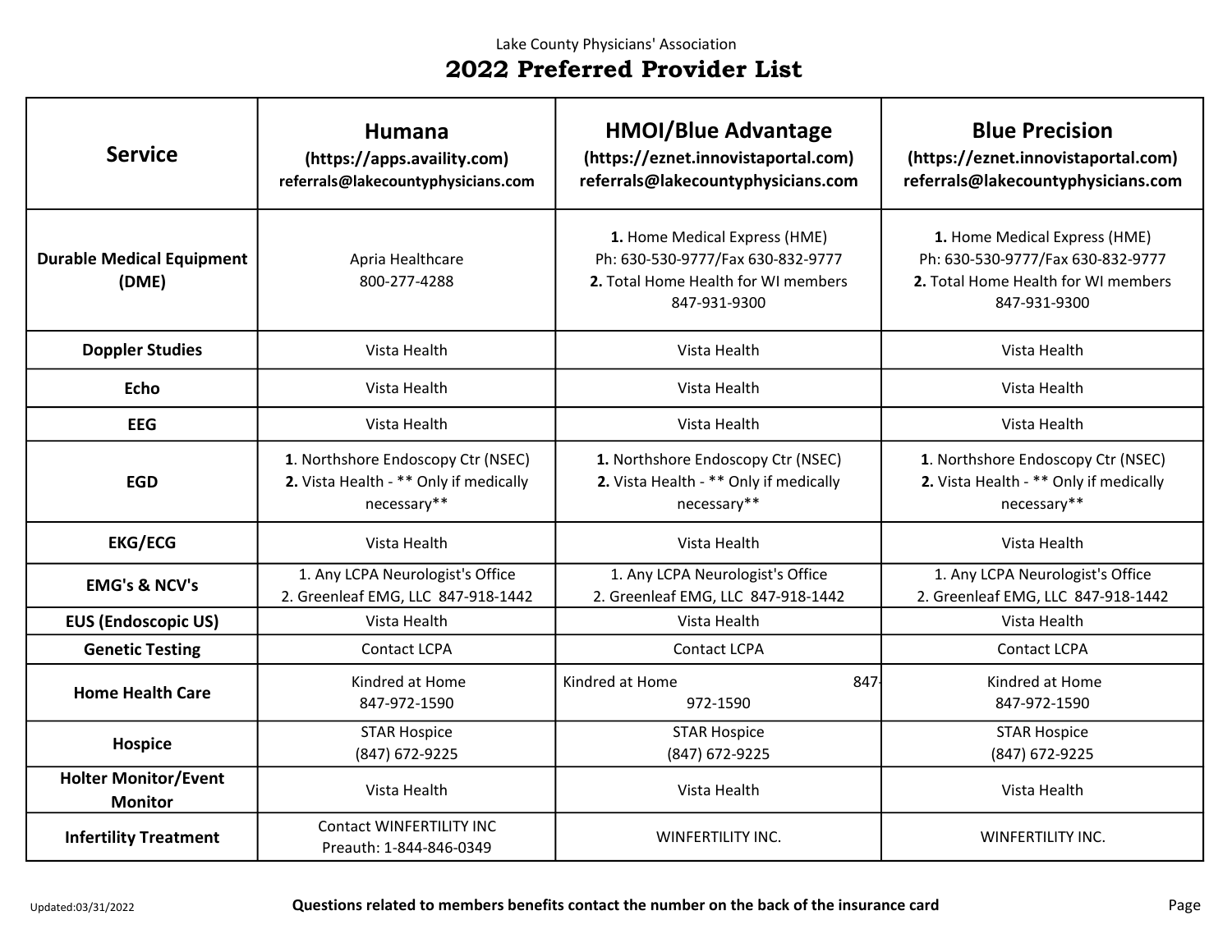Lake County Physicians' Association

# 2022 Preferred Provider List

| Service | Humana (https://apps.availity.com) referrals@lakecountyphysicians.com | HMOI/Blue Advantage (https://eznet.innovistaportal.com) referrals@lakecountyphysicians.com | Blue Precision (https://eznet.innovistaportal.com) referrals@lakecountyphysicians.com |
|---|---|---|---|
| Durable Medical Equipment (DME) | Apria Healthcare 800-277-4288 | **1.** Home Medical Express (HME) Ph: 630-530-9777/Fax 630-832-9777 **2.** Total Home Health for WI members 847-931-9300 | **1.** Home Medical Express (HME) Ph: 630-530-9777/Fax 630-832-9777 **2.** Total Home Health for WI members 847-931-9300 |
| Doppler Studies | Vista Health | Vista Health | Vista Health |
| Echo | Vista Health | Vista Health | Vista Health |
| EEG | Vista Health | Vista Health | Vista Health |
| EGD | **1**. Northshore Endoscopy Ctr (NSEC) **2.** Vista Health - ** Only if medically necessary** | **1.** Northshore Endoscopy Ctr (NSEC) **2.** Vista Health - ** Only if medically necessary** | **1**. Northshore Endoscopy Ctr (NSEC) **2.** Vista Health - ** Only if medically necessary** |
| EKG/ECG | Vista Health | Vista Health | Vista Health |
| EMG's & NCV's | 1. Any LCPA Neurologist's Office 2. Greenleaf EMG, LLC 847-918-1442 | 1. Any LCPA Neurologist's Office 2. Greenleaf EMG, LLC 847-918-1442 | 1. Any LCPA Neurologist's Office 2. Greenleaf EMG, LLC 847-918-1442 |
| EUS (Endoscopic US) | Vista Health | Vista Health | Vista Health |
| Genetic Testing | Contact LCPA | Contact LCPA | Contact LCPA |
| Home Health Care | Kindred at Home 847-972-1590 | Kindred at Home 847-972-1590 | Kindred at Home 847-972-1590 |
| Hospice | STAR Hospice (847) 672-9225 | STAR Hospice (847) 672-9225 | STAR Hospice (847) 672-9225 |
| Holter Monitor/Event Monitor | Vista Health | Vista Health | Vista Health |
| Infertility Treatment | Contact WINFERTILITY INC Preauth: 1-844-846-0349 | WINFERTILITY INC. | WINFERTILITY INC. |

Updated:03/31/2022

**Questions related to members benefits contact the number on the back of the insurance card**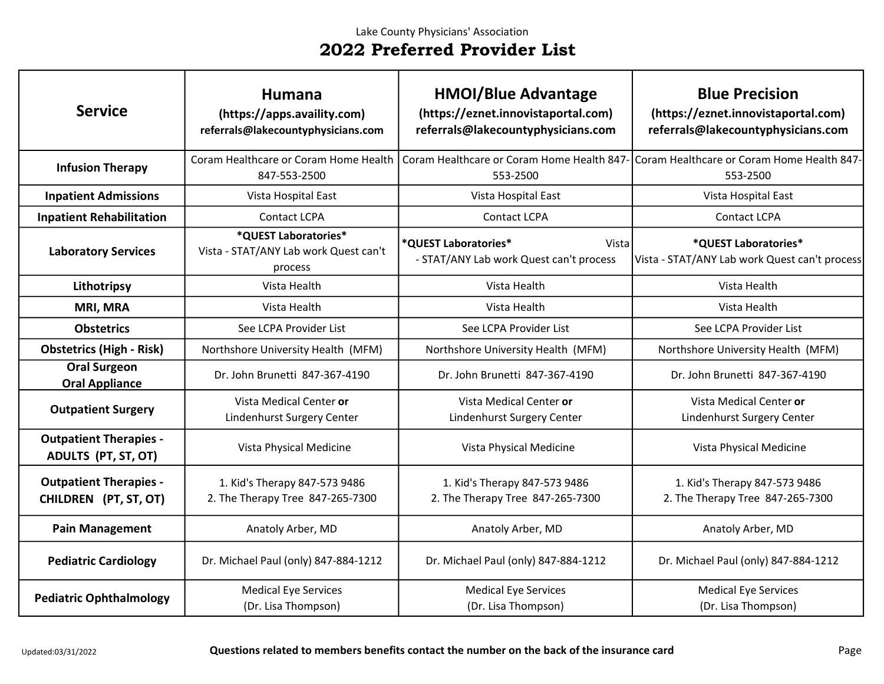Lake County Physicians' Association

# 2022 Preferred Provider List

| Service | Humana (https://apps.availity.com) referrals@lakecountyphysicians.com | HMOI/Blue Advantage (https://eznet.innovistaportal.com) referrals@lakecountyphysicians.com | Blue Precision (https://eznet.innovistaportal.com) referrals@lakecountyphysicians.com |
|---|---|---|---|
| **Infusion Therapy** | Coram Healthcare or Coram Home Health 847-553-2500 | Coram Healthcare or Coram Home Health 847-553-2500 | Coram Healthcare or Coram Home Health 847-553-2500 |
| **Inpatient Admissions** | Vista Hospital East | Vista Hospital East | Vista Hospital East |
| **Inpatient Rehabilitation** | Contact LCPA | Contact LCPA | Contact LCPA |
| **Laboratory Services** | **\*QUEST Laboratories\*** Vista - STAT/ANY Lab work Quest can't process | **\*QUEST Laboratories\*** Vista - STAT/ANY Lab work Quest can't process | **\*QUEST Laboratories\*** Vista - STAT/ANY Lab work Quest can't process |
| **Lithotripsy** | Vista Health | Vista Health | Vista Health |
| **MRI, MRA** | Vista Health | Vista Health | Vista Health |
| **Obstetrics** | See LCPA Provider List | See LCPA Provider List | See LCPA Provider List |
| **Obstetrics (High - Risk)** | Northshore University Health (MFM) | Northshore University Health (MFM) | Northshore University Health (MFM) |
| **Oral Surgeon Oral Appliance** | Dr. John Brunetti 847-367-4190 | Dr. John Brunetti 847-367-4190 | Dr. John Brunetti 847-367-4190 |
| **Outpatient Surgery** | Vista Medical Center **or** Lindenhurst Surgery Center | Vista Medical Center **or** Lindenhurst Surgery Center | Vista Medical Center **or** Lindenhurst Surgery Center |
| **Outpatient Therapies - ADULTS (PT, ST, OT)** | Vista Physical Medicine | Vista Physical Medicine | Vista Physical Medicine |
| **Outpatient Therapies - CHILDREN (PT, ST, OT)** | 1. Kid's Therapy 847-573 9486<br>2. The Therapy Tree 847-265-7300 | 1. Kid's Therapy 847-573 9486<br>2. The Therapy Tree 847-265-7300 | 1. Kid's Therapy 847-573 9486<br>2. The Therapy Tree 847-265-7300 |
| **Pain Management** | Anatoly Arber, MD | Anatoly Arber, MD | Anatoly Arber, MD |
| **Pediatric Cardiology** | Dr. Michael Paul (only) 847-884-1212 | Dr. Michael Paul (only) 847-884-1212 | Dr. Michael Paul (only) 847-884-1212 |
| **Pediatric Ophthalmology** | Medical Eye Services (Dr. Lisa Thompson) | Medical Eye Services (Dr. Lisa Thompson) | Medical Eye Services (Dr. Lisa Thompson) |

Updated:03/31/2022

**Questions related to members benefits contact the number on the back of the insurance card**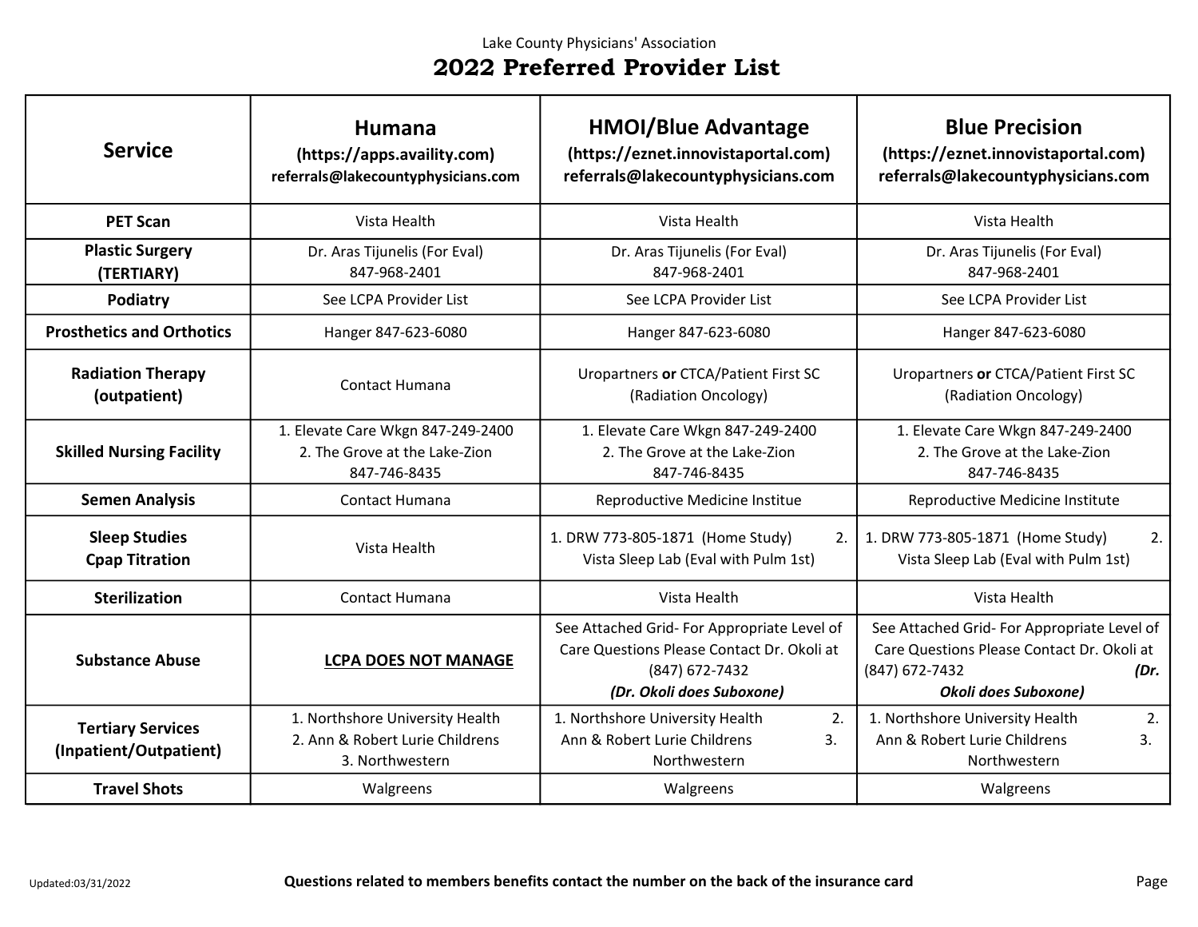Lake County Physicians' Association

# 2022 Preferred Provider List

| Service | Humana (https://apps.availity.com) referrals@lakecountyphysicians.com | HMOI/Blue Advantage (https://eznet.innovistaportal.com) referrals@lakecountyphysicians.com | Blue Precision (https://eznet.innovistaportal.com) referrals@lakecountyphysicians.com |
|---|---|---|---|
| **PET Scan** | Vista Health | Vista Health | Vista Health |
| **Plastic Surgery (TERTIARY)** | Dr. Aras Tijunelis (For Eval) 847-968-2401 | Dr. Aras Tijunelis (For Eval) 847-968-2401 | Dr. Aras Tijunelis (For Eval) 847-968-2401 |
| **Podiatry** | See LCPA Provider List | See LCPA Provider List | See LCPA Provider List |
| **Prosthetics and Orthotics** | Hanger 847-623-6080 | Hanger 847-623-6080 | Hanger 847-623-6080 |
| **Radiation Therapy (outpatient)** | Contact Humana | Uropartners **or** CTCA/Patient First SC (Radiation Oncology) | Uropartners **or** CTCA/Patient First SC (Radiation Oncology) |
| **Skilled Nursing Facility** | 1. Elevate Care Wkgn 847-249-2400 2. The Grove at the Lake-Zion 847-746-8435 | 1. Elevate Care Wkgn 847-249-2400 2. The Grove at the Lake-Zion 847-746-8435 | 1. Elevate Care Wkgn 847-249-2400 2. The Grove at the Lake-Zion 847-746-8435 |
| **Semen Analysis** | Contact Humana | Reproductive Medicine Institue | Reproductive Medicine Institute |
| **Sleep Studies Cpap Titration** | Vista Health | 1. DRW 773-805-1871 (Home Study) 2. Vista Sleep Lab (Eval with Pulm 1st) | 1. DRW 773-805-1871 (Home Study) 2. Vista Sleep Lab (Eval with Pulm 1st) |
| **Sterilization** | Contact Humana | Vista Health | Vista Health |
| **Substance Abuse** | **LCPA DOES NOT MANAGE** | See Attached Grid- For Appropriate Level of Care Questions Please Contact Dr. Okoli at (847) 672-7432 ***(Dr. Okoli does Suboxone)*** | See Attached Grid- For Appropriate Level of Care Questions Please Contact Dr. Okoli at (847) 672-7432 ***(Dr. Okoli does Suboxone)*** |
| **Tertiary Services (Inpatient/Outpatient)** | 1. Northshore University Health 2. Ann & Robert Lurie Childrens 3. Northwestern | 1. Northshore University Health 2. Ann & Robert Lurie Childrens 3. Northwestern | 1. Northshore University Health 2. Ann & Robert Lurie Childrens 3. Northwestern |
| **Travel Shots** | Walgreens | Walgreens | Walgreens |

Updated:03/31/2022

**Questions related to members benefits contact the number on the back of the insurance card**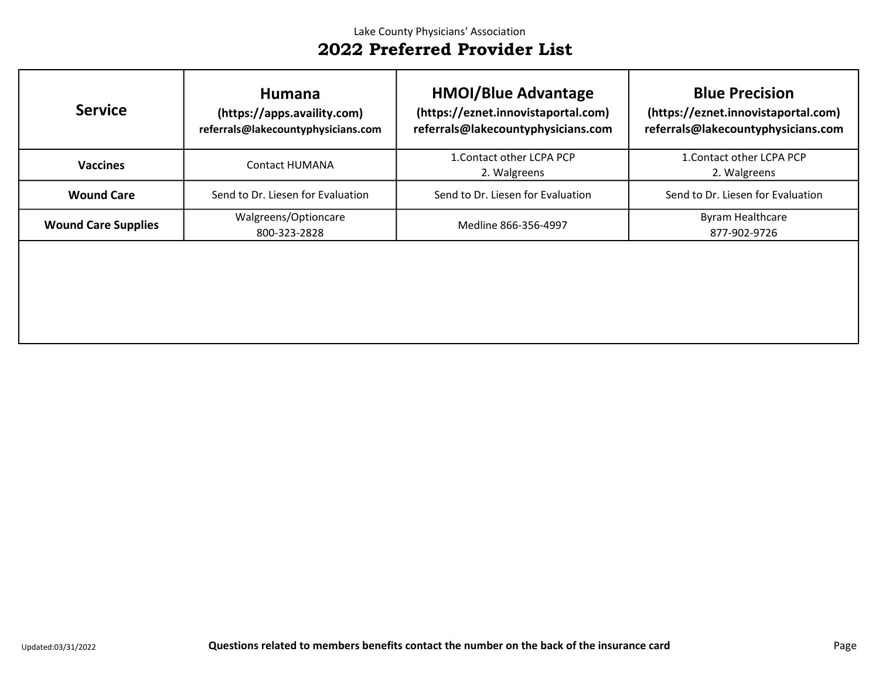Lake County Physicians' Association

# 2022 Preferred Provider List

| Service | Humana (https://apps.availity.com) referrals@lakecountyphysicians.com | HMOI/Blue Advantage (https://eznet.innovistaportal.com) referrals@lakecountyphysicians.com | Blue Precision (https://eznet.innovistaportal.com) referrals@lakecountyphysicians.com |
|---|---|---|---|
| **Vaccines** | Contact HUMANA | 1.Contact other LCPA PCP<br>2. Walgreens | 1.Contact other LCPA PCP<br>2. Walgreens |
| **Wound Care** | Send to Dr. Liesen for Evaluation | Send to Dr. Liesen for Evaluation | Send to Dr. Liesen for Evaluation |
| **Wound Care Supplies** | Walgreens/Optioncare<br>800-323-2828 | Medline 866-356-4997 | Byram Healthcare<br>877-902-9726 |

Updated:03/31/2022

**Questions related to members benefits contact the number on the back of the insurance card**